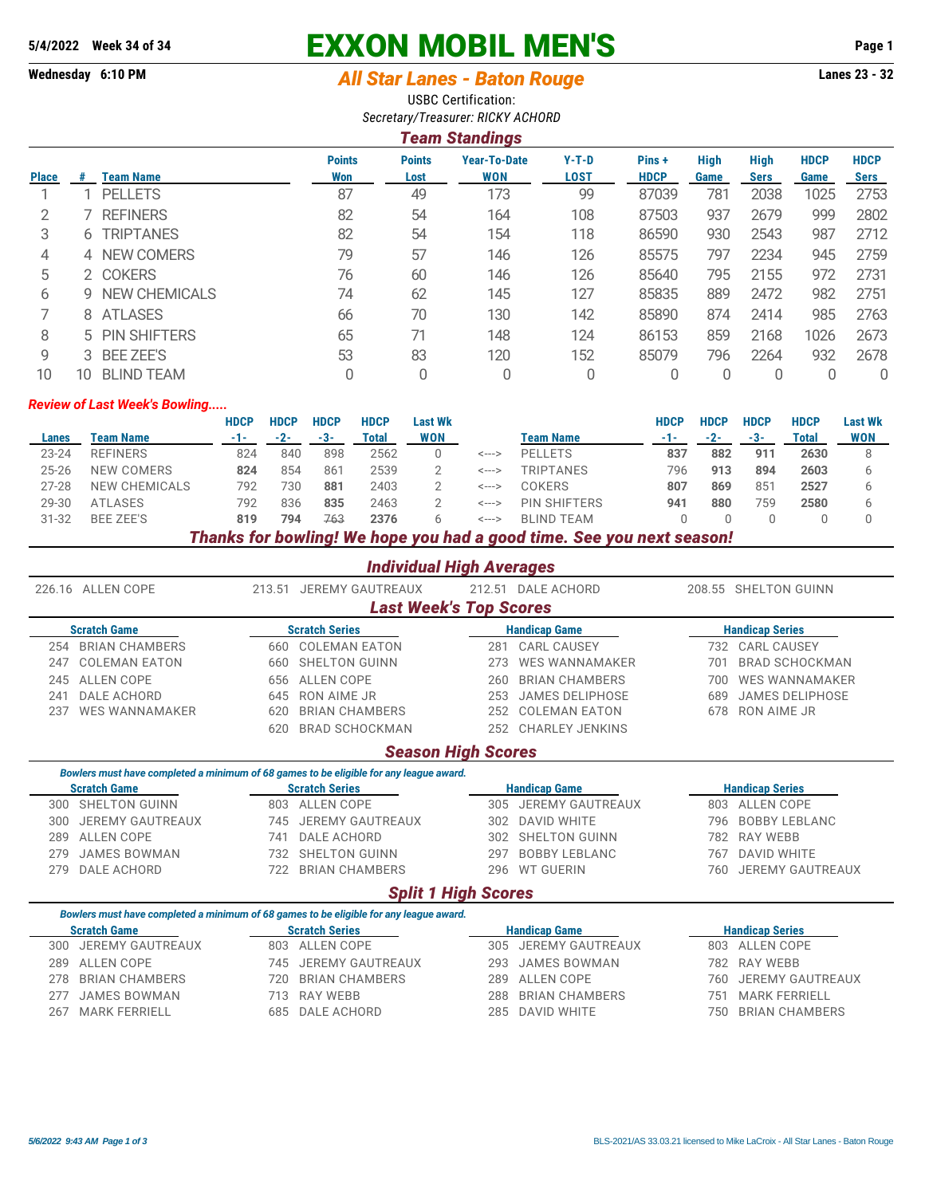5/4/2022 Week 34 of 34

Wednesday 6:10 PM

# EXXON MOBIL MEN'S

## *All Star Lanes - Baton Rouge*

Lanes 23 - 32

USBC Certification:

*Secretary/Treasurer: RICKY ACHORD*

## *Team Standings*

| Place | # | Team Name | Points Won | Points Lost | Year-To-Date WON | Y-T-D LOST | Pins + HDCP | High Game | High Sers | HDCP Game | HDCP Sers |
|---|---|---|---|---|---|---|---|---|---|---|---|
| 1 | 1 | PELLETS | 87 | 49 | 173 | 99 | 87039 | 781 | 2038 | 1025 | 2753 |
| 2 | 7 | REFINERS | 82 | 54 | 164 | 108 | 87503 | 937 | 2679 | 999 | 2802 |
| 3 | 6 | TRIPTANES | 82 | 54 | 154 | 118 | 86590 | 930 | 2543 | 987 | 2712 |
| 4 | 4 | NEW COMERS | 79 | 57 | 146 | 126 | 85575 | 797 | 2234 | 945 | 2759 |
| 5 | 2 | COKERS | 76 | 60 | 146 | 126 | 85640 | 795 | 2155 | 972 | 2731 |
| 6 | 9 | NEW CHEMICALS | 74 | 62 | 145 | 127 | 85835 | 889 | 2472 | 982 | 2751 |
| 7 | 8 | ATLASES | 66 | 70 | 130 | 142 | 85890 | 874 | 2414 | 985 | 2763 |
| 8 | 5 | PIN SHIFTERS | 65 | 71 | 148 | 124 | 86153 | 859 | 2168 | 1026 | 2673 |
| 9 | 3 | BEE ZEE'S | 53 | 83 | 120 | 152 | 85079 | 796 | 2264 | 932 | 2678 |
| 10 | 10 | BLIND TEAM | 0 | 0 | 0 | 0 | 0 | 0 | 0 | 0 | 0 |

*Review of Last Week's Bowling.....*

| Lanes | Team Name | HDCP -1- | HDCP -2- | HDCP -3- | HDCP Total | Last Wk WON | | Team Name | HDCP -1- | HDCP -2- | HDCP -3- | HDCP Total | Last Wk WON |
|---|---|---|---|---|---|---|---|---|---|---|---|---|---|
| 23-24 | REFINERS | 824 | 840 | 898 | 2562 | 0 | <---> | PELLETS | **837** | **882** | **911** | **2630** | 8 |
| 25-26 | NEW COMERS | **824** | 854 | 861 | 2539 | 2 | <---> | TRIPTANES | 796 | **913** | **894** | **2603** | 6 |
| 27-28 | NEW CHEMICALS | 792 | 730 | **881** | 2403 | 2 | <---> | COKERS | **807** | **869** | 851 | **2527** | 6 |
| 29-30 | ATLASES | 792 | 836 | **835** | 2463 | 2 | <---> | PIN SHIFTERS | **941** | **880** | 759 | **2580** | 6 |
| 31-32 | BEE ZEE'S | **819** | **794** | ~~763~~ | **2376** | 6 | <---> | BLIND TEAM | 0 | 0 | 0 | 0 | 0 |

***Thanks for bowling! We hope you had a good time. See you next season!***

## *Individual High Averages*

226.16 ALLEN COPE | 213.51 JEREMY GAUTREAUX | 212.51 DALE ACHORD | 208.55 SHELTON GUINN

## *Last Week's Top Scores*

| Scratch Game | Scratch Series | Handicap Game | Handicap Series |
|---|---|---|---|
| 254 BRIAN CHAMBERS | 660 COLEMAN EATON | 281 CARL CAUSEY | 732 CARL CAUSEY |
| 247 COLEMAN EATON | 660 SHELTON GUINN | 273 WES WANNAMAKER | 701 BRAD SCHOCKMAN |
| 245 ALLEN COPE | 656 ALLEN COPE | 260 BRIAN CHAMBERS | 700 WES WANNAMAKER |
| 241 DALE ACHORD | 645 RON AIME JR | 253 JAMES DELIPHOSE | 689 JAMES DELIPHOSE |
| 237 WES WANNAMAKER | 620 BRIAN CHAMBERS | 252 COLEMAN EATON | 678 RON AIME JR |
| | 620 BRAD SCHOCKMAN | 252 CHARLEY JENKINS | |

## *Season High Scores*

*Bowlers must have completed a minimum of 68 games to be eligible for any league award.*

| Scratch Game | Scratch Series | Handicap Game | Handicap Series |
|---|---|---|---|
| 300 SHELTON GUINN | 803 ALLEN COPE | 305 JEREMY GAUTREAUX | 803 ALLEN COPE |
| 300 JEREMY GAUTREAUX | 745 JEREMY GAUTREAUX | 302 DAVID WHITE | 796 BOBBY LEBLANC |
| 289 ALLEN COPE | 741 DALE ACHORD | 302 SHELTON GUINN | 782 RAY WEBB |
| 279 JAMES BOWMAN | 732 SHELTON GUINN | 297 BOBBY LEBLANC | 767 DAVID WHITE |
| 279 DALE ACHORD | 722 BRIAN CHAMBERS | 296 WT GUERIN | 760 JEREMY GAUTREAUX |

## *Split 1 High Scores*

*Bowlers must have completed a minimum of 68 games to be eligible for any league award.*

| Scratch Game | Scratch Series | Handicap Game | Handicap Series |
|---|---|---|---|
| 300 JEREMY GAUTREAUX | 803 ALLEN COPE | 305 JEREMY GAUTREAUX | 803 ALLEN COPE |
| 289 ALLEN COPE | 745 JEREMY GAUTREAUX | 293 JAMES BOWMAN | 782 RAY WEBB |
| 278 BRIAN CHAMBERS | 720 BRIAN CHAMBERS | 289 ALLEN COPE | 760 JEREMY GAUTREAUX |
| 277 JAMES BOWMAN | 713 RAY WEBB | 288 BRIAN CHAMBERS | 751 MARK FERRIELL |
| 267 MARK FERRIELL | 685 DALE ACHORD | 285 DAVID WHITE | 750 BRIAN CHAMBERS |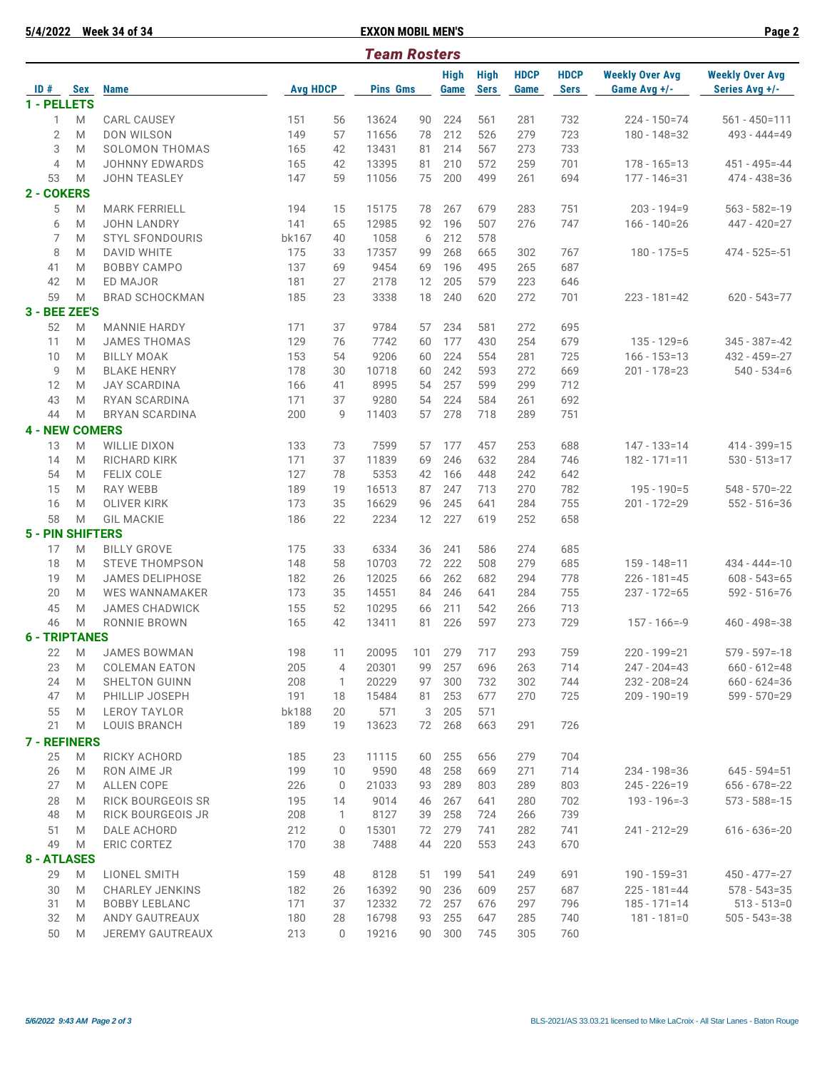## Team Rosters

| ID # | Sex | Name | Avg | HDCP | Pins | Gms | High Game | High Sers | HDCP Game | HDCP Sers | Weekly Over Avg Game Avg +/- | Weekly Over Avg Series Avg +/- |
|---|---|---|---|---|---|---|---|---|---|---|---|---|
| **1 - PELLETS** | | | | | | | | | | | | |
| 1 | M | CARL CAUSEY | 151 | 56 | 13624 | 90 | 224 | 561 | 281 | 732 | 224 - 150=74 | 561 - 450=111 |
| 2 | M | DON WILSON | 149 | 57 | 11656 | 78 | 212 | 526 | 279 | 723 | 180 - 148=32 | 493 - 444=49 |
| 3 | M | SOLOMON THOMAS | 165 | 42 | 13431 | 81 | 214 | 567 | 273 | 733 | | |
| 4 | M | JOHNNY EDWARDS | 165 | 42 | 13395 | 81 | 210 | 572 | 259 | 701 | 178 - 165=13 | 451 - 495=-44 |
| 53 | M | JOHN TEASLEY | 147 | 59 | 11056 | 75 | 200 | 499 | 261 | 694 | 177 - 146=31 | 474 - 438=36 |
| **2 - COKERS** | | | | | | | | | | | | |
| 5 | M | MARK FERRIELL | 194 | 15 | 15175 | 78 | 267 | 679 | 283 | 751 | 203 - 194=9 | 563 - 582=-19 |
| 6 | M | JOHN LANDRY | 141 | 65 | 12985 | 92 | 196 | 507 | 276 | 747 | 166 - 140=26 | 447 - 420=27 |
| 7 | M | STYL SFONDOURIS | bk167 | 40 | 1058 | 6 | 212 | 578 | | | | |
| 8 | M | DAVID WHITE | 175 | 33 | 17357 | 99 | 268 | 665 | 302 | 767 | 180 - 175=5 | 474 - 525=-51 |
| 41 | M | BOBBY CAMPO | 137 | 69 | 9454 | 69 | 196 | 495 | 265 | 687 | | |
| 42 | M | ED MAJOR | 181 | 27 | 2178 | 12 | 205 | 579 | 223 | 646 | | |
| 59 | M | BRAD SCHOCKMAN | 185 | 23 | 3338 | 18 | 240 | 620 | 272 | 701 | 223 - 181=42 | 620 - 543=77 |
| **3 - BEE ZEE'S** | | | | | | | | | | | | |
| 52 | M | MANNIE HARDY | 171 | 37 | 9784 | 57 | 234 | 581 | 272 | 695 | | |
| 11 | M | JAMES THOMAS | 129 | 76 | 7742 | 60 | 177 | 430 | 254 | 679 | 135 - 129=6 | 345 - 387=-42 |
| 10 | M | BILLY MOAK | 153 | 54 | 9206 | 60 | 224 | 554 | 281 | 725 | 166 - 153=13 | 432 - 459=-27 |
| 9 | M | BLAKE HENRY | 178 | 30 | 10718 | 60 | 242 | 593 | 272 | 669 | 201 - 178=23 | 540 - 534=6 |
| 12 | M | JAY SCARDINA | 166 | 41 | 8995 | 54 | 257 | 599 | 299 | 712 | | |
| 43 | M | RYAN SCARDINA | 171 | 37 | 9280 | 54 | 224 | 584 | 261 | 692 | | |
| 44 | M | BRYAN SCARDINA | 200 | 9 | 11403 | 57 | 278 | 718 | 289 | 751 | | |
| **4 - NEW COMERS** | | | | | | | | | | | | |
| 13 | M | WILLIE DIXON | 133 | 73 | 7599 | 57 | 177 | 457 | 253 | 688 | 147 - 133=14 | 414 - 399=15 |
| 14 | M | RICHARD KIRK | 171 | 37 | 11839 | 69 | 246 | 632 | 284 | 746 | 182 - 171=11 | 530 - 513=17 |
| 54 | M | FELIX COLE | 127 | 78 | 5353 | 42 | 166 | 448 | 242 | 642 | | |
| 15 | M | RAY WEBB | 189 | 19 | 16513 | 87 | 247 | 713 | 270 | 782 | 195 - 190=5 | 548 - 570=-22 |
| 16 | M | OLIVER KIRK | 173 | 35 | 16629 | 96 | 245 | 641 | 284 | 755 | 201 - 172=29 | 552 - 516=36 |
| 58 | M | GIL MACKIE | 186 | 22 | 2234 | 12 | 227 | 619 | 252 | 658 | | |
| **5 - PIN SHIFTERS** | | | | | | | | | | | | |
| 17 | M | BILLY GROVE | 175 | 33 | 6334 | 36 | 241 | 586 | 274 | 685 | | |
| 18 | M | STEVE THOMPSON | 148 | 58 | 10703 | 72 | 222 | 508 | 279 | 685 | 159 - 148=11 | 434 - 444=-10 |
| 19 | M | JAMES DELIPHOSE | 182 | 26 | 12025 | 66 | 262 | 682 | 294 | 778 | 226 - 181=45 | 608 - 543=65 |
| 20 | M | WES WANNAMAKER | 173 | 35 | 14551 | 84 | 246 | 641 | 284 | 755 | 237 - 172=65 | 592 - 516=76 |
| 45 | M | JAMES CHADWICK | 155 | 52 | 10295 | 66 | 211 | 542 | 266 | 713 | | |
| 46 | M | RONNIE BROWN | 165 | 42 | 13411 | 81 | 226 | 597 | 273 | 729 | 157 - 166=-9 | 460 - 498=-38 |
| **6 - TRIPTANES** | | | | | | | | | | | | |
| 22 | M | JAMES BOWMAN | 198 | 11 | 20095 | 101 | 279 | 717 | 293 | 759 | 220 - 199=21 | 579 - 597=-18 |
| 23 | M | COLEMAN EATON | 205 | 4 | 20301 | 99 | 257 | 696 | 263 | 714 | 247 - 204=43 | 660 - 612=48 |
| 24 | M | SHELTON GUINN | 208 | 1 | 20229 | 97 | 300 | 732 | 302 | 744 | 232 - 208=24 | 660 - 624=36 |
| 47 | M | PHILLIP JOSEPH | 191 | 18 | 15484 | 81 | 253 | 677 | 270 | 725 | 209 - 190=19 | 599 - 570=29 |
| 55 | M | LEROY TAYLOR | bk188 | 20 | 571 | 3 | 205 | 571 | | | | |
| 21 | M | LOUIS BRANCH | 189 | 19 | 13623 | 72 | 268 | 663 | 291 | 726 | | |
| **7 - REFINERS** | | | | | | | | | | | | |
| 25 | M | RICKY ACHORD | 185 | 23 | 11115 | 60 | 255 | 656 | 279 | 704 | | |
| 26 | M | RON AIME JR | 199 | 10 | 9590 | 48 | 258 | 669 | 271 | 714 | 234 - 198=36 | 645 - 594=51 |
| 27 | M | ALLEN COPE | 226 | 0 | 21033 | 93 | 289 | 803 | 289 | 803 | 245 - 226=19 | 656 - 678=-22 |
| 28 | M | RICK BOURGEOIS SR | 195 | 14 | 9014 | 46 | 267 | 641 | 280 | 702 | 193 - 196=-3 | 573 - 588=-15 |
| 48 | M | RICK BOURGEOIS JR | 208 | 1 | 8127 | 39 | 258 | 724 | 266 | 739 | | |
| 51 | M | DALE ACHORD | 212 | 0 | 15301 | 72 | 279 | 741 | 282 | 741 | 241 - 212=29 | 616 - 636=-20 |
| 49 | M | ERIC CORTEZ | 170 | 38 | 7488 | 44 | 220 | 553 | 243 | 670 | | |
| **8 - ATLASES** | | | | | | | | | | | | |
| 29 | M | LIONEL SMITH | 159 | 48 | 8128 | 51 | 199 | 541 | 249 | 691 | 190 - 159=31 | 450 - 477=-27 |
| 30 | M | CHARLEY JENKINS | 182 | 26 | 16392 | 90 | 236 | 609 | 257 | 687 | 225 - 181=44 | 578 - 543=35 |
| 31 | M | BOBBY LEBLANC | 171 | 37 | 12332 | 72 | 257 | 676 | 297 | 796 | 185 - 171=14 | 513 - 513=0 |
| 32 | M | ANDY GAUTREAUX | 180 | 28 | 16798 | 93 | 255 | 647 | 285 | 740 | 181 - 181=0 | 505 - 543=-38 |
| 50 | M | JEREMY GAUTREAUX | 213 | 0 | 19216 | 90 | 300 | 745 | 305 | 760 | | |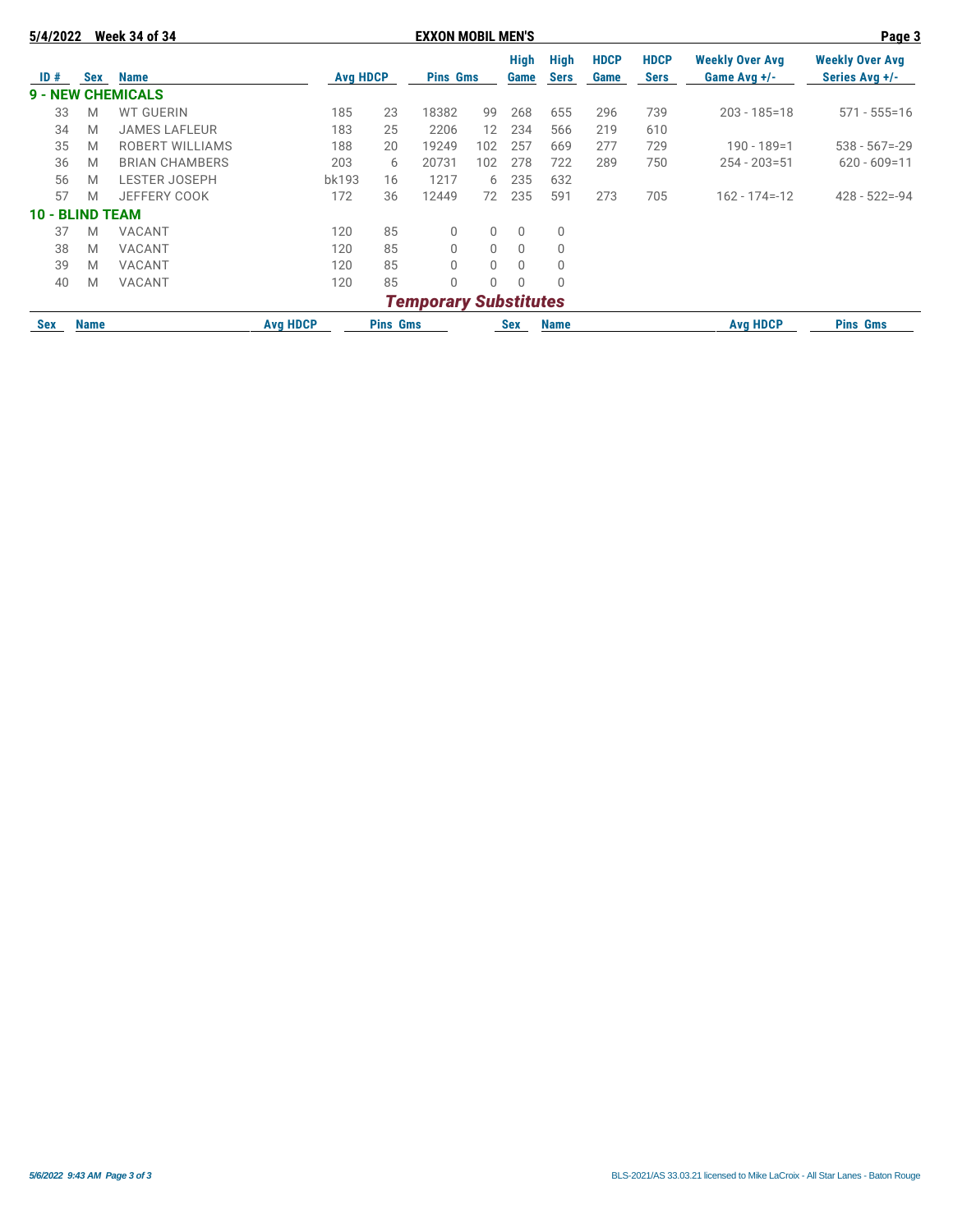| ID # | Sex | Name | Avg | HDCP | Pins | Gms | High Game | High Sers | HDCP Game | HDCP Sers | Weekly Over Avg Game Avg +/- | Weekly Over Avg Series Avg +/- |
|---|---|---|---|---|---|---|---|---|---|---|---|---|
| **9 - NEW CHEMICALS** | | | | | | | | | | | | |
| 33 | M | WT GUERIN | 185 | 23 | 18382 | 99 | 268 | 655 | 296 | 739 | 203 - 185=18 | 571 - 555=16 |
| 34 | M | JAMES LAFLEUR | 183 | 25 | 2206 | 12 | 234 | 566 | 219 | 610 | | |
| 35 | M | ROBERT WILLIAMS | 188 | 20 | 19249 | 102 | 257 | 669 | 277 | 729 | 190 - 189=1 | 538 - 567=-29 |
| 36 | M | BRIAN CHAMBERS | 203 | 6 | 20731 | 102 | 278 | 722 | 289 | 750 | 254 - 203=51 | 620 - 609=11 |
| 56 | M | LESTER JOSEPH | bk193 | 16 | 1217 | 6 | 235 | 632 | | | | |
| 57 | M | JEFFERY COOK | 172 | 36 | 12449 | 72 | 235 | 591 | 273 | 705 | 162 - 174=-12 | 428 - 522=-94 |
| **10 - BLIND TEAM** | | | | | | | | | | | | |
| 37 | M | VACANT | 120 | 85 | 0 | 0 | 0 | 0 | | | | |
| 38 | M | VACANT | 120 | 85 | 0 | 0 | 0 | 0 | | | | |
| 39 | M | VACANT | 120 | 85 | 0 | 0 | 0 | 0 | | | | |
| 40 | M | VACANT | 120 | 85 | 0 | 0 | 0 | 0 | | | | |

### *Temporary Substitutes*

| Sex | Name | Avg | HDCP | Pins | Gms | Sex | Name | Avg | HDCP | Pins | Gms |
|---|---|---|---|---|---|---|---|---|---|---|---|